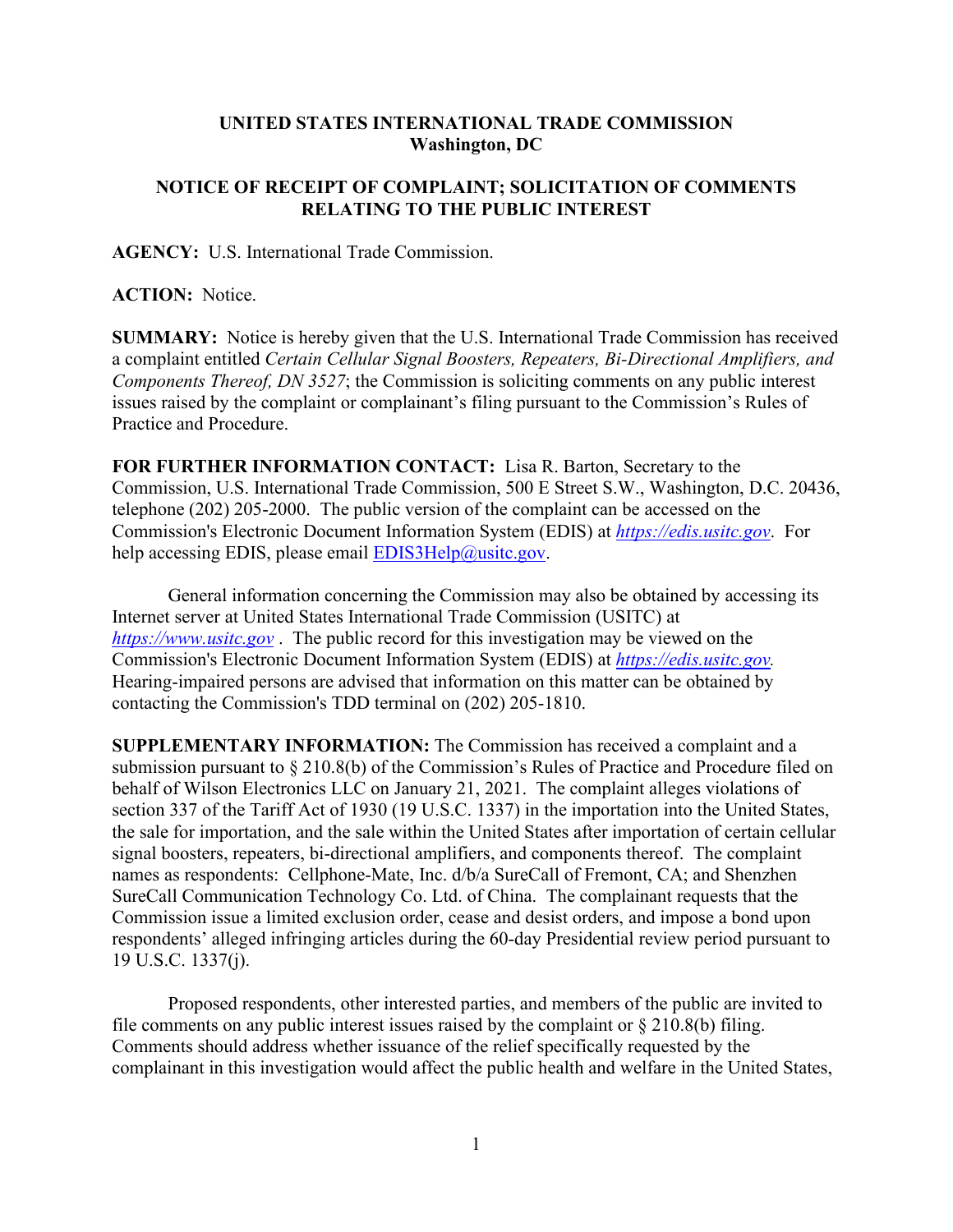**UNITED STATES INTERNATIONAL TRADE COMMISSION**
**Washington, DC**

**NOTICE OF RECEIPT OF COMPLAINT; SOLICITATION OF COMMENTS RELATING TO THE PUBLIC INTEREST**

**AGENCY:** U.S. International Trade Commission.

**ACTION:** Notice.

**SUMMARY:** Notice is hereby given that the U.S. International Trade Commission has received a complaint entitled *Certain Cellular Signal Boosters, Repeaters, Bi-Directional Amplifiers, and Components Thereof, DN 3527*; the Commission is soliciting comments on any public interest issues raised by the complaint or complainant's filing pursuant to the Commission's Rules of Practice and Procedure.

**FOR FURTHER INFORMATION CONTACT:** Lisa R. Barton, Secretary to the Commission, U.S. International Trade Commission, 500 E Street S.W., Washington, D.C. 20436, telephone (202) 205-2000. The public version of the complaint can be accessed on the Commission's Electronic Document Information System (EDIS) at *https://edis.usitc.gov*. For help accessing EDIS, please email EDIS3Help@usitc.gov.

General information concerning the Commission may also be obtained by accessing its Internet server at United States International Trade Commission (USITC) at *https://www.usitc.gov* . The public record for this investigation may be viewed on the Commission's Electronic Document Information System (EDIS) at *https://edis.usitc.gov.* Hearing-impaired persons are advised that information on this matter can be obtained by contacting the Commission's TDD terminal on (202) 205-1810.

**SUPPLEMENTARY INFORMATION:** The Commission has received a complaint and a submission pursuant to § 210.8(b) of the Commission's Rules of Practice and Procedure filed on behalf of Wilson Electronics LLC on January 21, 2021. The complaint alleges violations of section 337 of the Tariff Act of 1930 (19 U.S.C. 1337) in the importation into the United States, the sale for importation, and the sale within the United States after importation of certain cellular signal boosters, repeaters, bi-directional amplifiers, and components thereof. The complaint names as respondents: Cellphone-Mate, Inc. d/b/a SureCall of Fremont, CA; and Shenzhen SureCall Communication Technology Co. Ltd. of China. The complainant requests that the Commission issue a limited exclusion order, cease and desist orders, and impose a bond upon respondents' alleged infringing articles during the 60-day Presidential review period pursuant to 19 U.S.C. 1337(j).

Proposed respondents, other interested parties, and members of the public are invited to file comments on any public interest issues raised by the complaint or § 210.8(b) filing. Comments should address whether issuance of the relief specifically requested by the complainant in this investigation would affect the public health and welfare in the United States,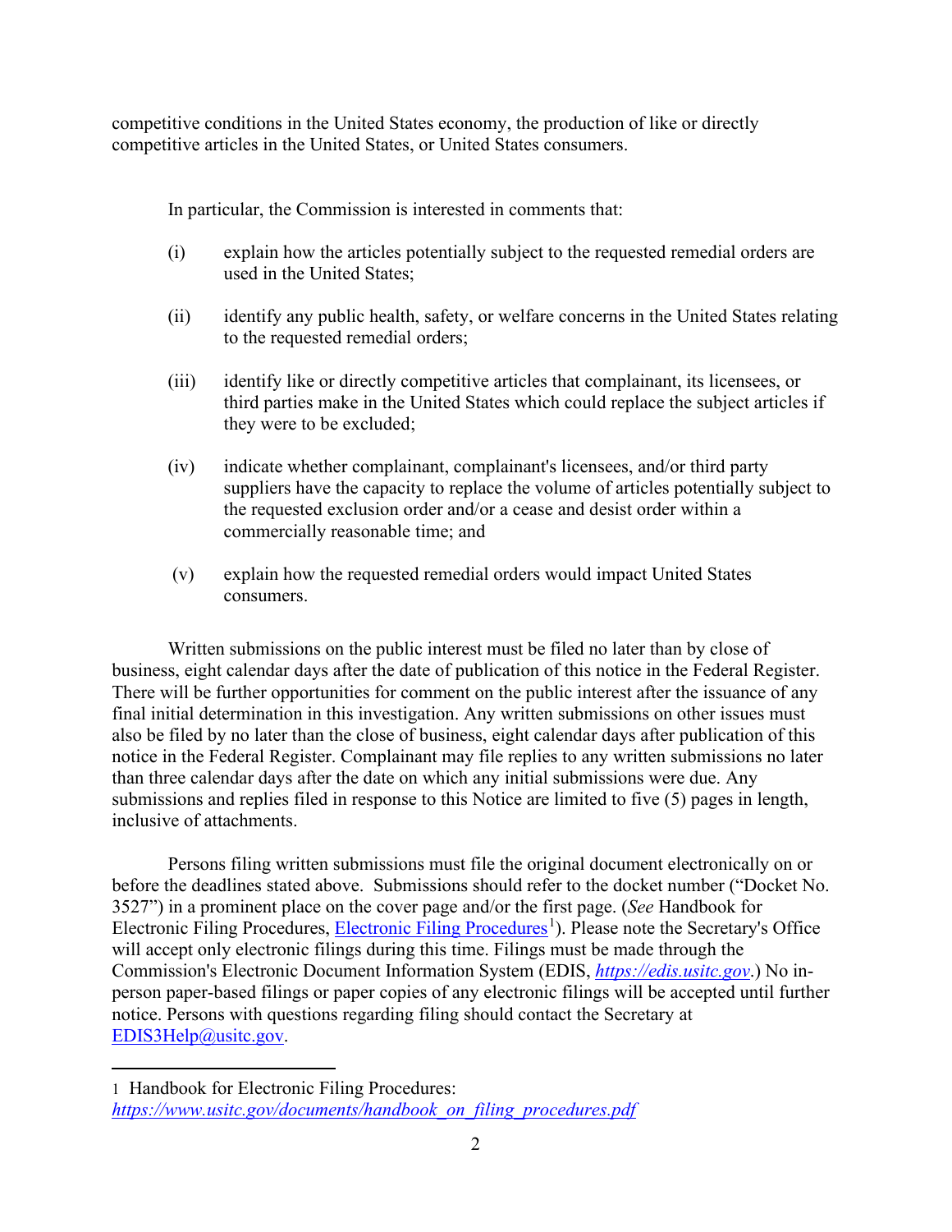competitive conditions in the United States economy, the production of like or directly competitive articles in the United States, or United States consumers.

In particular, the Commission is interested in comments that:

(i) explain how the articles potentially subject to the requested remedial orders are used in the United States;

(ii) identify any public health, safety, or welfare concerns in the United States relating to the requested remedial orders;

(iii) identify like or directly competitive articles that complainant, its licensees, or third parties make in the United States which could replace the subject articles if they were to be excluded;

(iv) indicate whether complainant, complainant's licensees, and/or third party suppliers have the capacity to replace the volume of articles potentially subject to the requested exclusion order and/or a cease and desist order within a commercially reasonable time; and

(v) explain how the requested remedial orders would impact United States consumers.

Written submissions on the public interest must be filed no later than by close of business, eight calendar days after the date of publication of this notice in the Federal Register. There will be further opportunities for comment on the public interest after the issuance of any final initial determination in this investigation. Any written submissions on other issues must also be filed by no later than the close of business, eight calendar days after publication of this notice in the Federal Register. Complainant may file replies to any written submissions no later than three calendar days after the date on which any initial submissions were due. Any submissions and replies filed in response to this Notice are limited to five (5) pages in length, inclusive of attachments.

Persons filing written submissions must file the original document electronically on or before the deadlines stated above. Submissions should refer to the docket number ("Docket No. 3527") in a prominent place on the cover page and/or the first page. (*See* Handbook for Electronic Filing Procedures, Electronic Filing Procedures[1]). Please note the Secretary's Office will accept only electronic filings during this time. Filings must be made through the Commission's Electronic Document Information System (EDIS, *https://edis.usitc.gov*.) No in-person paper-based filings or paper copies of any electronic filings will be accepted until further notice. Persons with questions regarding filing should contact the Secretary at EDIS3Help@usitc.gov.

---

[1] Handbook for Electronic Filing Procedures: *https://www.usitc.gov/documents/handbook_on_filing_procedures.pdf*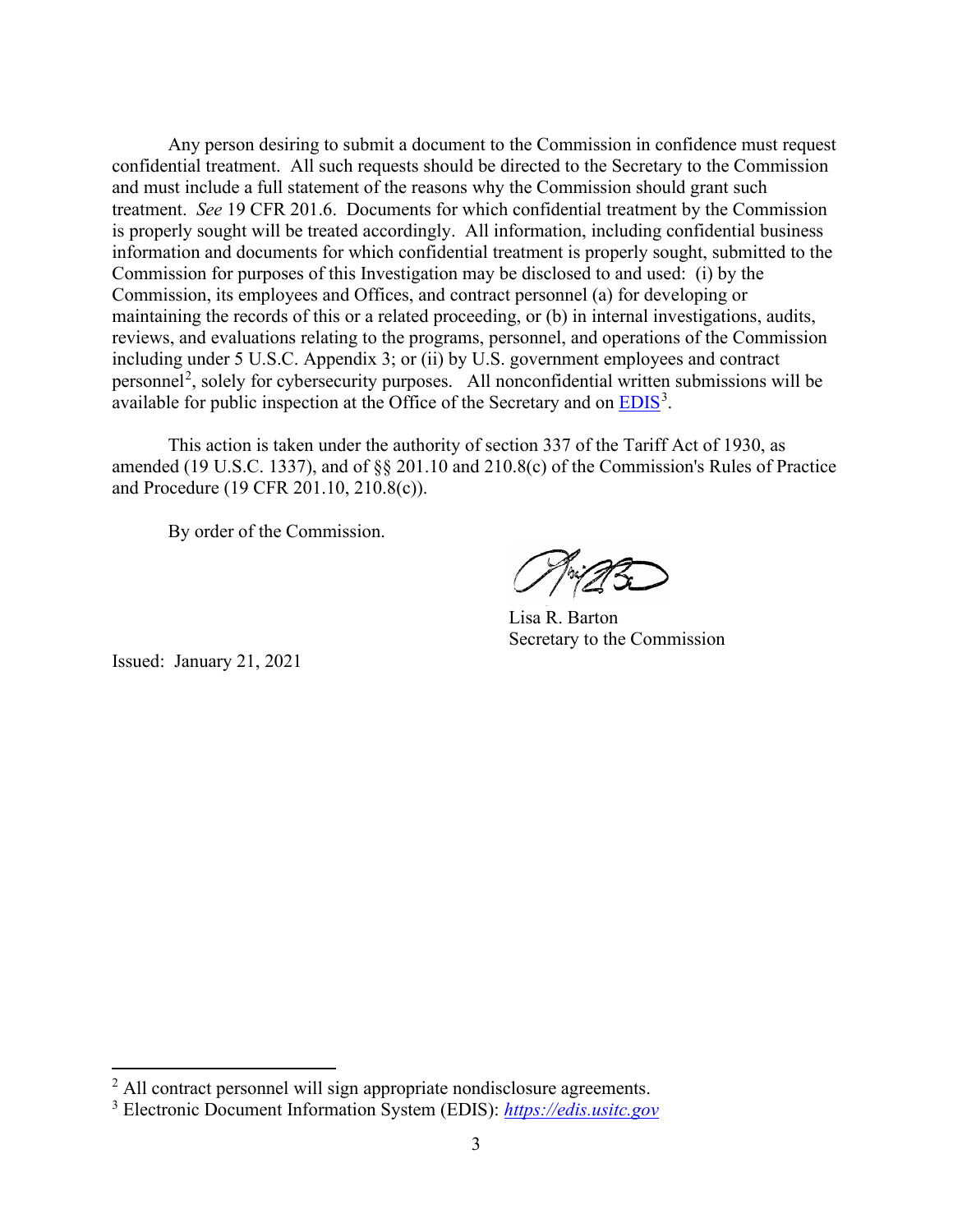Any person desiring to submit a document to the Commission in confidence must request confidential treatment. All such requests should be directed to the Secretary to the Commission and must include a full statement of the reasons why the Commission should grant such treatment. *See* 19 CFR 201.6. Documents for which confidential treatment by the Commission is properly sought will be treated accordingly. All information, including confidential business information and documents for which confidential treatment is properly sought, submitted to the Commission for purposes of this Investigation may be disclosed to and used: (i) by the Commission, its employees and Offices, and contract personnel (a) for developing or maintaining the records of this or a related proceeding, or (b) in internal investigations, audits, reviews, and evaluations relating to the programs, personnel, and operations of the Commission including under 5 U.S.C. Appendix 3; or (ii) by U.S. government employees and contract personnel[2], solely for cybersecurity purposes. All nonconfidential written submissions will be available for public inspection at the Office of the Secretary and on EDIS[3].

This action is taken under the authority of section 337 of the Tariff Act of 1930, as amended (19 U.S.C. 1337), and of §§ 201.10 and 210.8(c) of the Commission's Rules of Practice and Procedure (19 CFR 201.10, 210.8(c)).

By order of the Commission.

Lisa R. Barton
Secretary to the Commission

Issued: January 21, 2021

[2] All contract personnel will sign appropriate nondisclosure agreements.

[3] Electronic Document Information System (EDIS): *https://edis.usitc.gov*